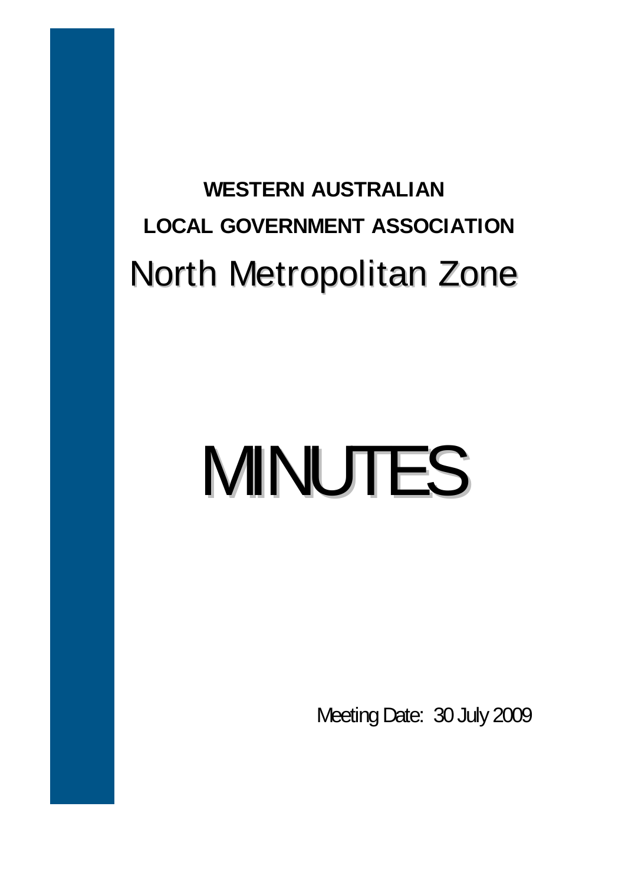**WESTERN AUSTRALIAN**

**LOCAL GOVERNMENT ASSOCIATION**

# North Metropolitan Zone

# MINUTES

Meeting Date: 30 July 2009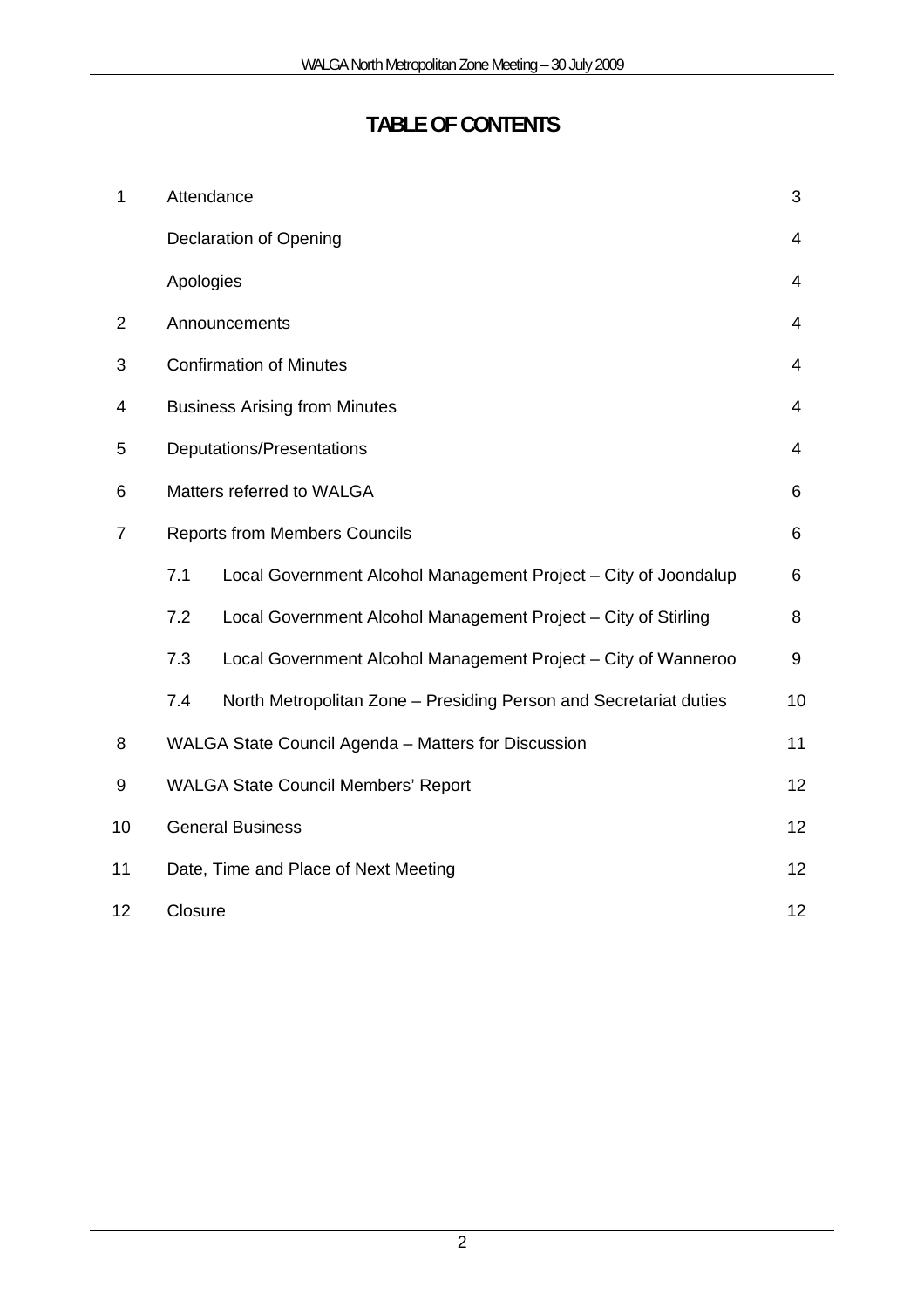# TABLE OF CONTENTS

| | | | |
|---|---|---|---|
| 1 | Attendance | | 3 |
| | Declaration of Opening | | 4 |
| | Apologies | | 4 |
| 2 | Announcements | | 4 |
| 3 | Confirmation of Minutes | | 4 |
| 4 | Business Arising from Minutes | | 4 |
| 5 | Deputations/Presentations | | 4 |
| 6 | Matters referred to WALGA | | 6 |
| 7 | Reports from Members Councils | | 6 |
| | 7.1 | Local Government Alcohol Management Project – City of Joondalup | 6 |
| | 7.2 | Local Government Alcohol Management Project – City of Stirling | 8 |
| | 7.3 | Local Government Alcohol Management Project – City of Wanneroo | 9 |
| | 7.4 | North Metropolitan Zone – Presiding Person and Secretariat duties | 10 |
| 8 | WALGA State Council Agenda – Matters for Discussion | | 11 |
| 9 | WALGA State Council Members' Report | | 12 |
| 10 | General Business | | 12 |
| 11 | Date, Time and Place of Next Meeting | | 12 |
| 12 | Closure | | 12 |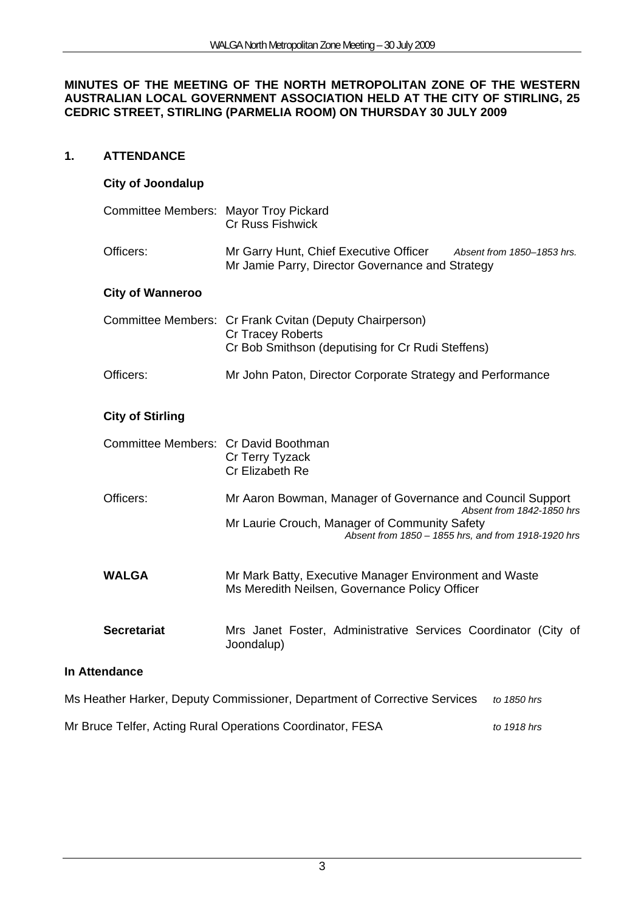**MINUTES OF THE MEETING OF THE NORTH METROPOLITAN ZONE OF THE WESTERN AUSTRALIAN LOCAL GOVERNMENT ASSOCIATION HELD AT THE CITY OF STIRLING, 25 CEDRIC STREET, STIRLING (PARMELIA ROOM) ON THURSDAY 30 JULY 2009**

## 1. ATTENDANCE

### City of Joondalup

| | |
|---|---|
| Committee Members: | Mayor Troy Pickard<br>Cr Russ Fishwick |
| Officers: | Mr Garry Hunt, Chief Executive Officer *Absent from 1850–1853 hrs.*<br>Mr Jamie Parry, Director Governance and Strategy |

### City of Wanneroo

| | |
|---|---|
| Committee Members: | Cr Frank Cvitan (Deputy Chairperson)<br>Cr Tracey Roberts<br>Cr Bob Smithson (deputising for Cr Rudi Steffens) |
| Officers: | Mr John Paton, Director Corporate Strategy and Performance |

### City of Stirling

| | |
|---|---|
| Committee Members: | Cr David Boothman<br>Cr Terry Tyzack<br>Cr Elizabeth Re |
| Officers: | Mr Aaron Bowman, Manager of Governance and Council Support *Absent from 1842-1850 hrs*<br>Mr Laurie Crouch, Manager of Community Safety *Absent from 1850 – 1855 hrs, and from 1918-1920 hrs* |

| | |
|---|---|
| **WALGA** | Mr Mark Batty, Executive Manager Environment and Waste<br>Ms Meredith Neilsen, Governance Policy Officer |
| **Secretariat** | Mrs Janet Foster, Administrative Services Coordinator (City of Joondalup) |

### In Attendance

Ms Heather Harker, Deputy Commissioner, Department of Corrective Services *to 1850 hrs*

Mr Bruce Telfer, Acting Rural Operations Coordinator, FESA *to 1918 hrs*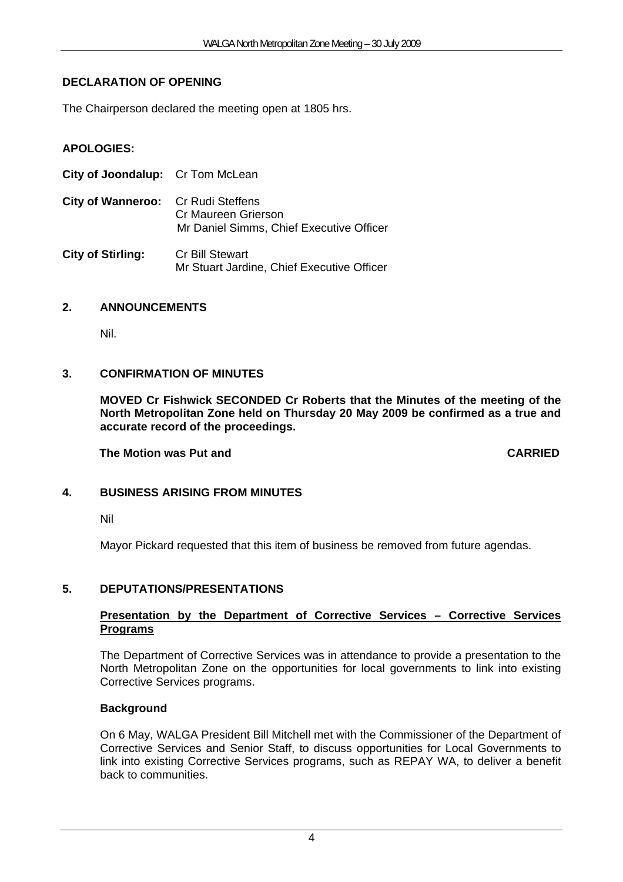## DECLARATION OF OPENING

The Chairperson declared the meeting open at 1805 hrs.

## APOLOGIES:

**City of Joondalup:** Cr Tom McLean

**City of Wanneroo:** Cr Rudi Steffens
Cr Maureen Grierson
Mr Daniel Simms, Chief Executive Officer

**City of Stirling:** Cr Bill Stewart
Mr Stuart Jardine, Chief Executive Officer

## 2. ANNOUNCEMENTS

Nil.

## 3. CONFIRMATION OF MINUTES

**MOVED Cr Fishwick SECONDED Cr Roberts that the Minutes of the meeting of the North Metropolitan Zone held on Thursday 20 May 2009 be confirmed as a true and accurate record of the proceedings.**

**The Motion was Put and CARRIED**

## 4. BUSINESS ARISING FROM MINUTES

Nil

Mayor Pickard requested that this item of business be removed from future agendas.

## 5. DEPUTATIONS/PRESENTATIONS

### Presentation by the Department of Corrective Services – Corrective Services Programs

The Department of Corrective Services was in attendance to provide a presentation to the North Metropolitan Zone on the opportunities for local governments to link into existing Corrective Services programs.

**Background**

On 6 May, WALGA President Bill Mitchell met with the Commissioner of the Department of Corrective Services and Senior Staff, to discuss opportunities for Local Governments to link into existing Corrective Services programs, such as REPAY WA, to deliver a benefit back to communities.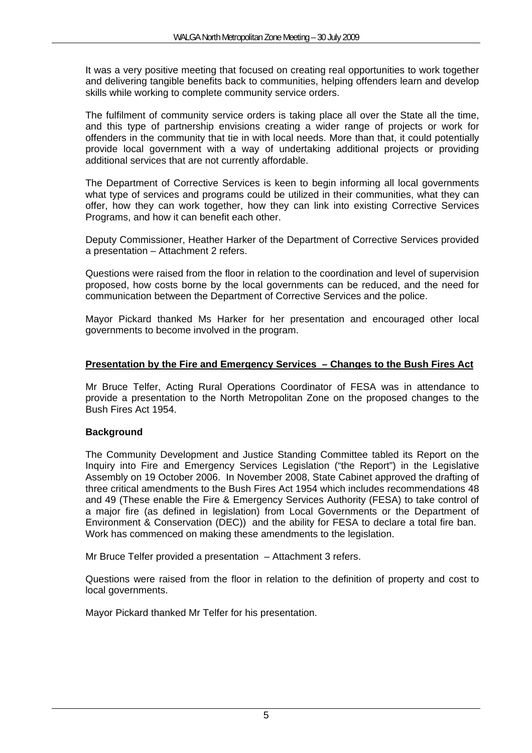It was a very positive meeting that focused on creating real opportunities to work together and delivering tangible benefits back to communities, helping offenders learn and develop skills while working to complete community service orders.

The fulfilment of community service orders is taking place all over the State all the time, and this type of partnership envisions creating a wider range of projects or work for offenders in the community that tie in with local needs. More than that, it could potentially provide local government with a way of undertaking additional projects or providing additional services that are not currently affordable.

The Department of Corrective Services is keen to begin informing all local governments what type of services and programs could be utilized in their communities, what they can offer, how they can work together, how they can link into existing Corrective Services Programs, and how it can benefit each other.

Deputy Commissioner, Heather Harker of the Department of Corrective Services provided a presentation – Attachment 2 refers.

Questions were raised from the floor in relation to the coordination and level of supervision proposed, how costs borne by the local governments can be reduced, and the need for communication between the Department of Corrective Services and the police.

Mayor Pickard thanked Ms Harker for her presentation and encouraged other local governments to become involved in the program.

**Presentation by the Fire and Emergency Services – Changes to the Bush Fires Act**

Mr Bruce Telfer, Acting Rural Operations Coordinator of FESA was in attendance to provide a presentation to the North Metropolitan Zone on the proposed changes to the Bush Fires Act 1954.

**Background**

The Community Development and Justice Standing Committee tabled its Report on the Inquiry into Fire and Emergency Services Legislation ("the Report") in the Legislative Assembly on 19 October 2006. In November 2008, State Cabinet approved the drafting of three critical amendments to the Bush Fires Act 1954 which includes recommendations 48 and 49 (These enable the Fire & Emergency Services Authority (FESA) to take control of a major fire (as defined in legislation) from Local Governments or the Department of Environment & Conservation (DEC)) and the ability for FESA to declare a total fire ban. Work has commenced on making these amendments to the legislation.

Mr Bruce Telfer provided a presentation – Attachment 3 refers.

Questions were raised from the floor in relation to the definition of property and cost to local governments.

Mayor Pickard thanked Mr Telfer for his presentation.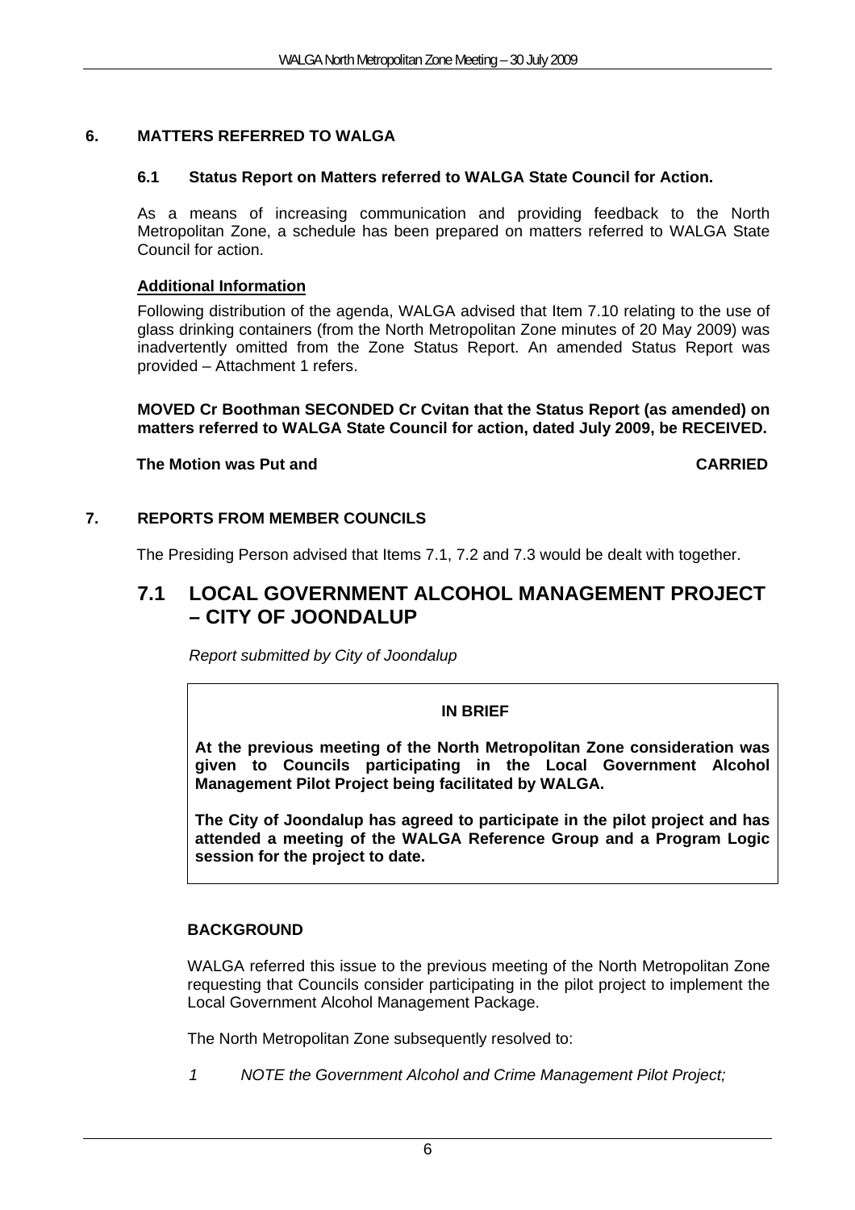## 6. MATTERS REFERRED TO WALGA

### 6.1 Status Report on Matters referred to WALGA State Council for Action.

As a means of increasing communication and providing feedback to the North Metropolitan Zone, a schedule has been prepared on matters referred to WALGA State Council for action.

**Additional Information**

Following distribution of the agenda, WALGA advised that Item 7.10 relating to the use of glass drinking containers (from the North Metropolitan Zone minutes of 20 May 2009) was inadvertently omitted from the Zone Status Report. An amended Status Report was provided – Attachment 1 refers.

**MOVED Cr Boothman SECONDED Cr Cvitan that the Status Report (as amended) on matters referred to WALGA State Council for action, dated July 2009, be RECEIVED.**

**The Motion was Put and CARRIED**

## 7. REPORTS FROM MEMBER COUNCILS

The Presiding Person advised that Items 7.1, 7.2 and 7.3 would be dealt with together.

## 7.1 LOCAL GOVERNMENT ALCOHOL MANAGEMENT PROJECT – CITY OF JOONDALUP

*Report submitted by City of Joondalup*

**IN BRIEF**

**At the previous meeting of the North Metropolitan Zone consideration was given to Councils participating in the Local Government Alcohol Management Pilot Project being facilitated by WALGA.**

**The City of Joondalup has agreed to participate in the pilot project and has attended a meeting of the WALGA Reference Group and a Program Logic session for the project to date.**

**BACKGROUND**

WALGA referred this issue to the previous meeting of the North Metropolitan Zone requesting that Councils consider participating in the pilot project to implement the Local Government Alcohol Management Package.

The North Metropolitan Zone subsequently resolved to:

*1 NOTE the Government Alcohol and Crime Management Pilot Project;*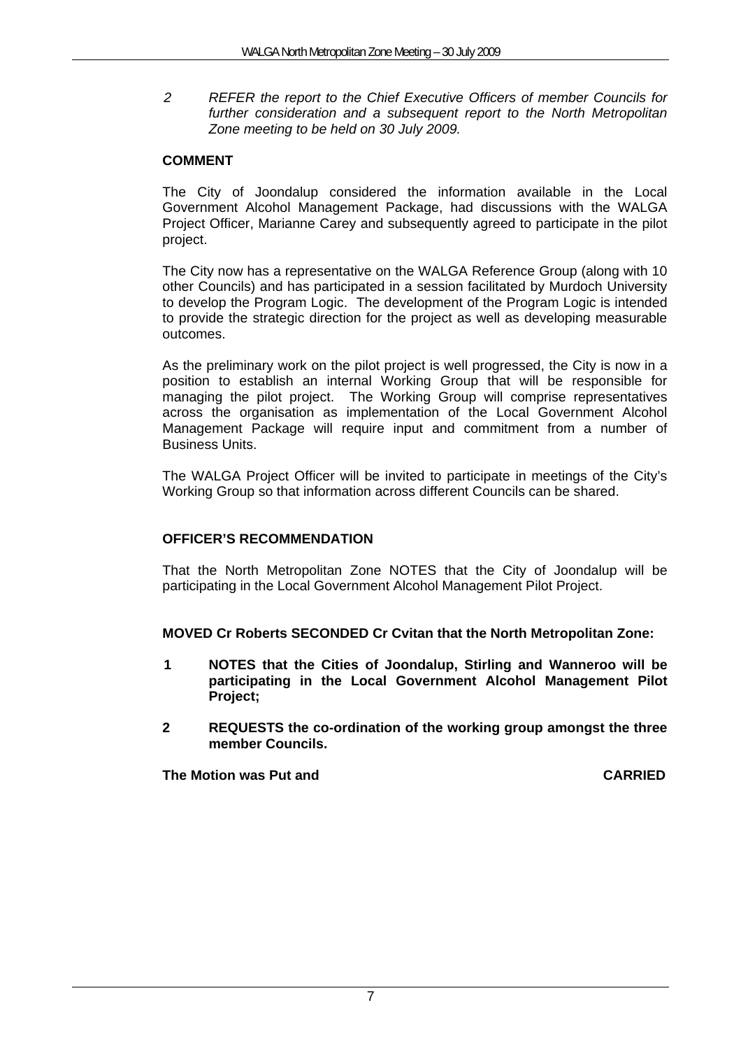*2 REFER the report to the Chief Executive Officers of member Councils for further consideration and a subsequent report to the North Metropolitan Zone meeting to be held on 30 July 2009.*

**COMMENT**

The City of Joondalup considered the information available in the Local Government Alcohol Management Package, had discussions with the WALGA Project Officer, Marianne Carey and subsequently agreed to participate in the pilot project.

The City now has a representative on the WALGA Reference Group (along with 10 other Councils) and has participated in a session facilitated by Murdoch University to develop the Program Logic. The development of the Program Logic is intended to provide the strategic direction for the project as well as developing measurable outcomes.

As the preliminary work on the pilot project is well progressed, the City is now in a position to establish an internal Working Group that will be responsible for managing the pilot project. The Working Group will comprise representatives across the organisation as implementation of the Local Government Alcohol Management Package will require input and commitment from a number of Business Units.

The WALGA Project Officer will be invited to participate in meetings of the City's Working Group so that information across different Councils can be shared.

**OFFICER'S RECOMMENDATION**

That the North Metropolitan Zone NOTES that the City of Joondalup will be participating in the Local Government Alcohol Management Pilot Project.

**MOVED Cr Roberts SECONDED Cr Cvitan that the North Metropolitan Zone:**

**1 NOTES that the Cities of Joondalup, Stirling and Wanneroo will be participating in the Local Government Alcohol Management Pilot Project;**

**2 REQUESTS the co-ordination of the working group amongst the three member Councils.**

**The Motion was Put and CARRIED**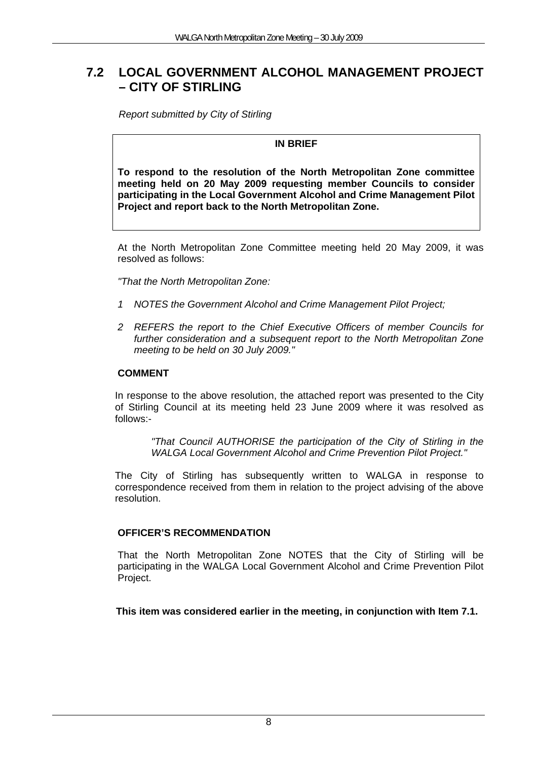## 7.2 LOCAL GOVERNMENT ALCOHOL MANAGEMENT PROJECT – CITY OF STIRLING

*Report submitted by City of Stirling*

**IN BRIEF**

**To respond to the resolution of the North Metropolitan Zone committee meeting held on 20 May 2009 requesting member Councils to consider participating in the Local Government Alcohol and Crime Management Pilot Project and report back to the North Metropolitan Zone.**

At the North Metropolitan Zone Committee meeting held 20 May 2009, it was resolved as follows:

*"That the North Metropolitan Zone:*

1. *NOTES the Government Alcohol and Crime Management Pilot Project;*
2. *REFERS the report to the Chief Executive Officers of member Councils for further consideration and a subsequent report to the North Metropolitan Zone meeting to be held on 30 July 2009."*

**COMMENT**

In response to the above resolution, the attached report was presented to the City of Stirling Council at its meeting held 23 June 2009 where it was resolved as follows:-

> *"That Council AUTHORISE the participation of the City of Stirling in the WALGA Local Government Alcohol and Crime Prevention Pilot Project."*

The City of Stirling has subsequently written to WALGA in response to correspondence received from them in relation to the project advising of the above resolution.

**OFFICER'S RECOMMENDATION**

That the North Metropolitan Zone NOTES that the City of Stirling will be participating in the WALGA Local Government Alcohol and Crime Prevention Pilot Project.

**This item was considered earlier in the meeting, in conjunction with Item 7.1.**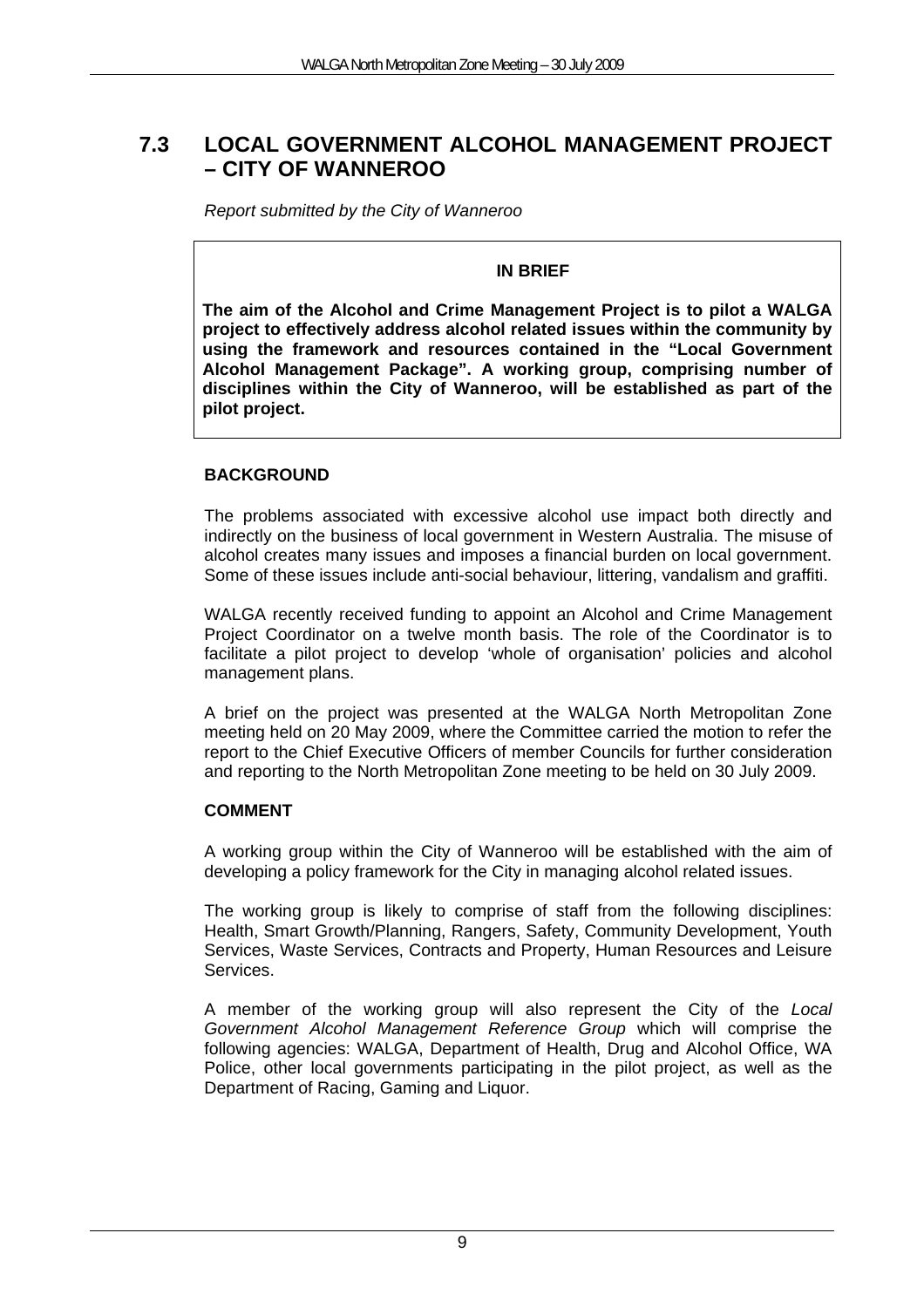## 7.3 LOCAL GOVERNMENT ALCOHOL MANAGEMENT PROJECT – CITY OF WANNEROO

*Report submitted by the City of Wanneroo*

**IN BRIEF**

**The aim of the Alcohol and Crime Management Project is to pilot a WALGA project to effectively address alcohol related issues within the community by using the framework and resources contained in the "Local Government Alcohol Management Package". A working group, comprising number of disciplines within the City of Wanneroo, will be established as part of the pilot project.**

### BACKGROUND

The problems associated with excessive alcohol use impact both directly and indirectly on the business of local government in Western Australia. The misuse of alcohol creates many issues and imposes a financial burden on local government. Some of these issues include anti-social behaviour, littering, vandalism and graffiti.

WALGA recently received funding to appoint an Alcohol and Crime Management Project Coordinator on a twelve month basis. The role of the Coordinator is to facilitate a pilot project to develop 'whole of organisation' policies and alcohol management plans.

A brief on the project was presented at the WALGA North Metropolitan Zone meeting held on 20 May 2009, where the Committee carried the motion to refer the report to the Chief Executive Officers of member Councils for further consideration and reporting to the North Metropolitan Zone meeting to be held on 30 July 2009.

### COMMENT

A working group within the City of Wanneroo will be established with the aim of developing a policy framework for the City in managing alcohol related issues.

The working group is likely to comprise of staff from the following disciplines: Health, Smart Growth/Planning, Rangers, Safety, Community Development, Youth Services, Waste Services, Contracts and Property, Human Resources and Leisure Services.

A member of the working group will also represent the City of the *Local Government Alcohol Management Reference Group* which will comprise the following agencies: WALGA, Department of Health, Drug and Alcohol Office, WA Police, other local governments participating in the pilot project, as well as the Department of Racing, Gaming and Liquor.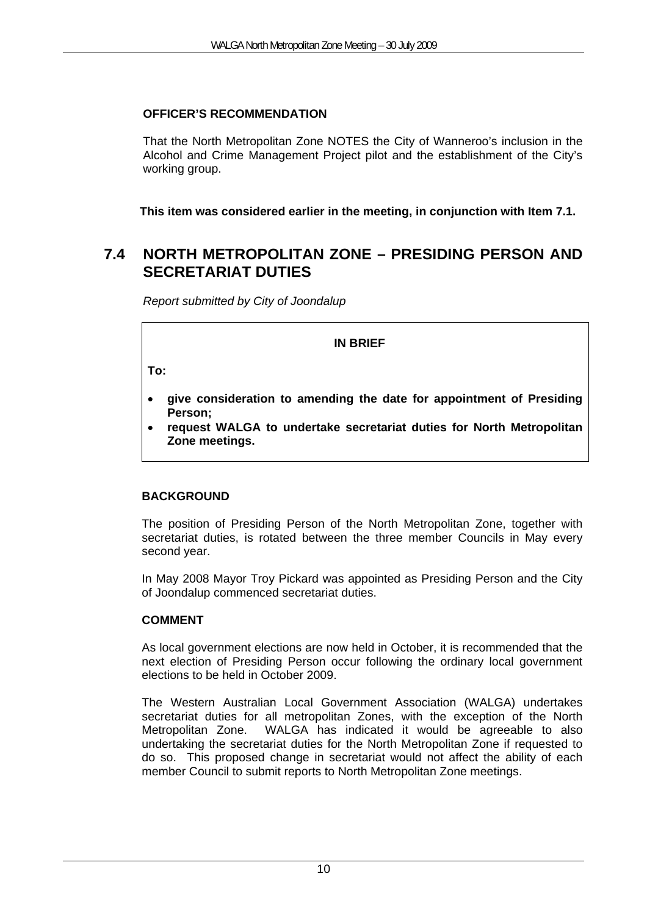**OFFICER'S RECOMMENDATION**

That the North Metropolitan Zone NOTES the City of Wanneroo's inclusion in the Alcohol and Crime Management Project pilot and the establishment of the City's working group.

**This item was considered earlier in the meeting, in conjunction with Item 7.1.**

## 7.4 NORTH METROPOLITAN ZONE – PRESIDING PERSON AND SECRETARIAT DUTIES

*Report submitted by City of Joondalup*

**IN BRIEF**

**To:**

- **give consideration to amending the date for appointment of Presiding Person;**
- **request WALGA to undertake secretariat duties for North Metropolitan Zone meetings.**

**BACKGROUND**

The position of Presiding Person of the North Metropolitan Zone, together with secretariat duties, is rotated between the three member Councils in May every second year.

In May 2008 Mayor Troy Pickard was appointed as Presiding Person and the City of Joondalup commenced secretariat duties.

**COMMENT**

As local government elections are now held in October, it is recommended that the next election of Presiding Person occur following the ordinary local government elections to be held in October 2009.

The Western Australian Local Government Association (WALGA) undertakes secretariat duties for all metropolitan Zones, with the exception of the North Metropolitan Zone. WALGA has indicated it would be agreeable to also undertaking the secretariat duties for the North Metropolitan Zone if requested to do so. This proposed change in secretariat would not affect the ability of each member Council to submit reports to North Metropolitan Zone meetings.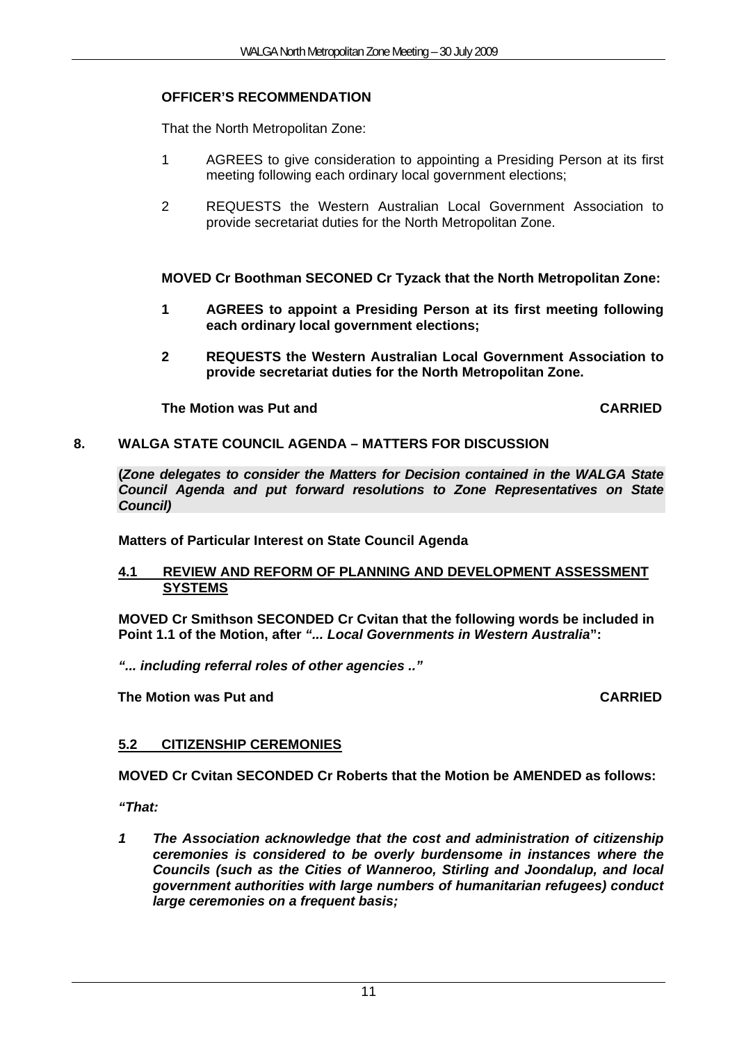**OFFICER'S RECOMMENDATION**

That the North Metropolitan Zone:

1. AGREES to give consideration to appointing a Presiding Person at its first meeting following each ordinary local government elections;
2. REQUESTS the Western Australian Local Government Association to provide secretariat duties for the North Metropolitan Zone.

**MOVED Cr Boothman SECONDED Cr Tyzack that the North Metropolitan Zone:**

1. **AGREES to appoint a Presiding Person at its first meeting following each ordinary local government elections;**
2. **REQUESTS the Western Australian Local Government Association to provide secretariat duties for the North Metropolitan Zone.**

**The Motion was Put and CARRIED**

## 8. WALGA STATE COUNCIL AGENDA – MATTERS FOR DISCUSSION

**(*Zone delegates to consider the Matters for Decision contained in the WALGA State Council Agenda and put forward resolutions to Zone Representatives on State Council)***

**Matters of Particular Interest on State Council Agenda**

### 4.1 REVIEW AND REFORM OF PLANNING AND DEVELOPMENT ASSESSMENT SYSTEMS

**MOVED Cr Smithson SECONDED Cr Cvitan that the following words be included in Point 1.1 of the Motion, after *"... Local Governments in Western Australia*":**

***"... including referral roles of other agencies .."***

**The Motion was Put and CARRIED**

### 5.2 CITIZENSHIP CEREMONIES

**MOVED Cr Cvitan SECONDED Cr Roberts that the Motion be AMENDED as follows:**

***"That:***

***1 The Association acknowledge that the cost and administration of citizenship ceremonies is considered to be overly burdensome in instances where the Councils (such as the Cities of Wanneroo, Stirling and Joondalup, and local government authorities with large numbers of humanitarian refugees) conduct large ceremonies on a frequent basis;***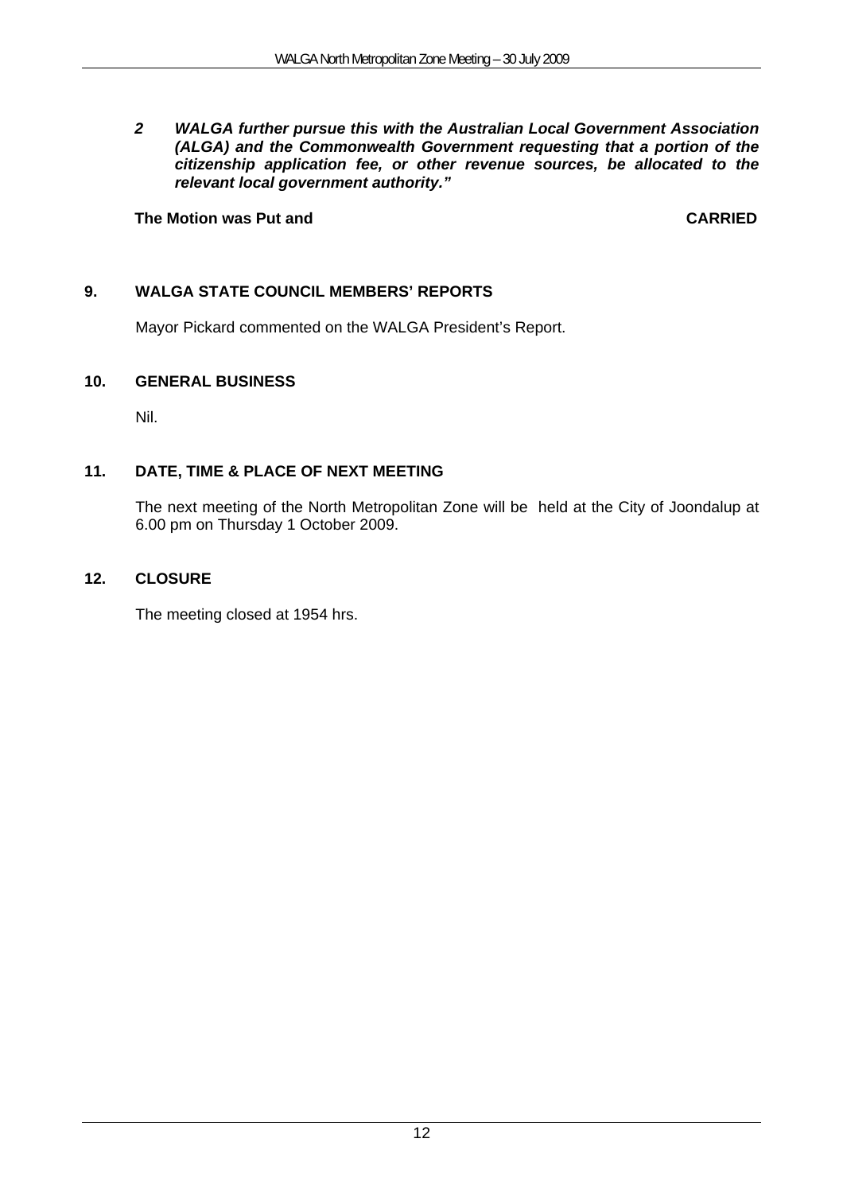***2 WALGA further pursue this with the Australian Local Government Association (ALGA) and the Commonwealth Government requesting that a portion of the citizenship application fee, or other revenue sources, be allocated to the relevant local government authority."***

**The Motion was Put and CARRIED**

## 9. WALGA STATE COUNCIL MEMBERS' REPORTS

Mayor Pickard commented on the WALGA President's Report.

## 10. GENERAL BUSINESS

Nil.

## 11. DATE, TIME & PLACE OF NEXT MEETING

The next meeting of the North Metropolitan Zone will be held at the City of Joondalup at 6.00 pm on Thursday 1 October 2009.

## 12. CLOSURE

The meeting closed at 1954 hrs.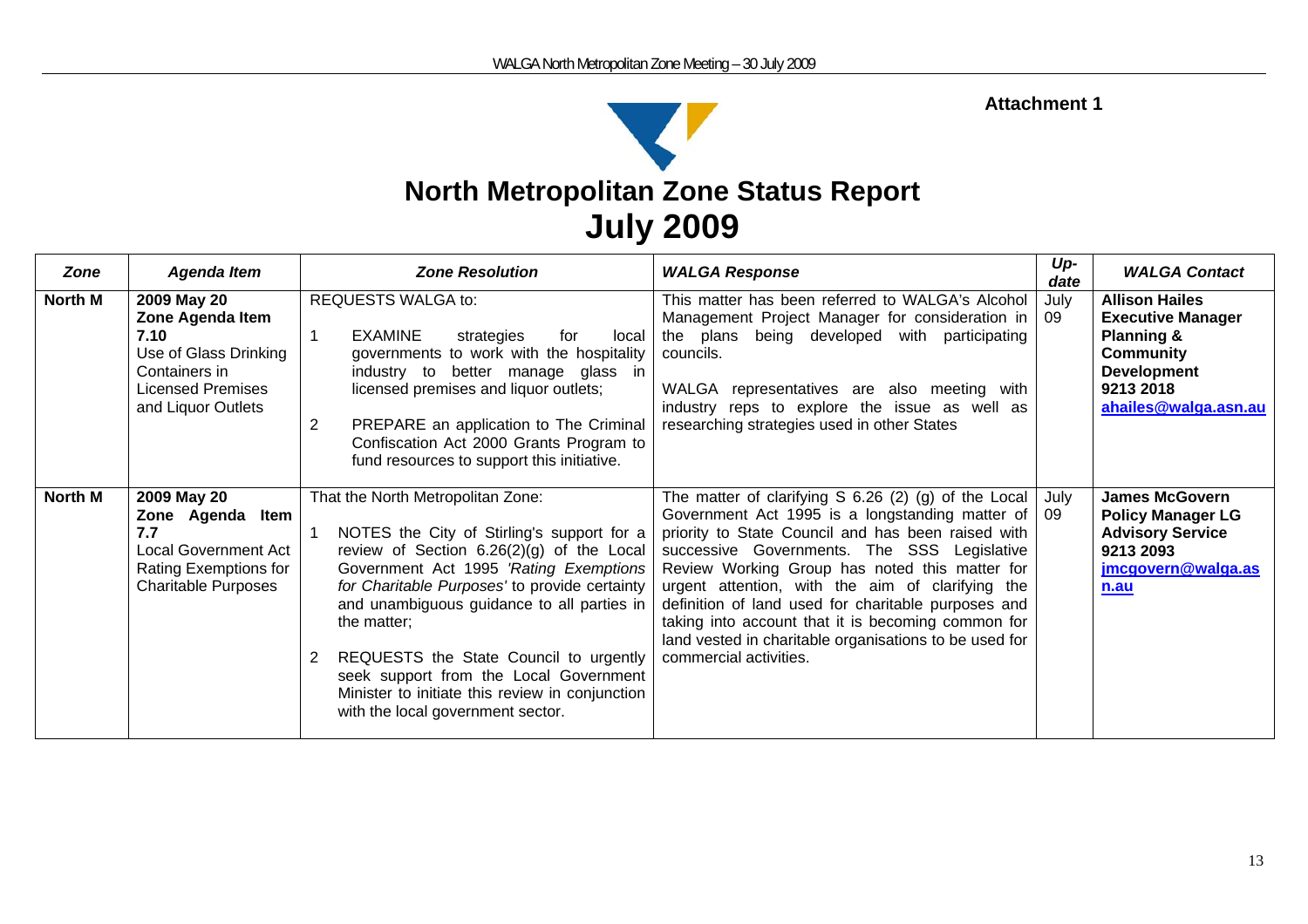**Attachment 1**

# North Metropolitan Zone Status Report
# July 2009

| *Zone* | *Agenda Item* | *Zone Resolution* | *WALGA Response* | *Up-date* | *WALGA Contact* |
|---|---|---|---|---|---|
| **North M** | **2009 May 20 Zone Agenda Item 7.10** Use of Glass Drinking Containers in Licensed Premises and Liquor Outlets | REQUESTS WALGA to: 1 EXAMINE strategies for local governments to work with the hospitality industry to better manage glass in licensed premises and liquor outlets; 2 PREPARE an application to The Criminal Confiscation Act 2000 Grants Program to fund resources to support this initiative. | This matter has been referred to WALGA's Alcohol Management Project Manager for consideration in the plans being developed with participating councils. WALGA representatives are also meeting with industry reps to explore the issue as well as researching strategies used in other States | July 09 | **Allison Hailes Executive Manager Planning & Community Development 9213 2018 ahailes@walga.asn.au** |
| **North M** | **2009 May 20 Zone Agenda Item 7.7** Local Government Act Rating Exemptions for Charitable Purposes | That the North Metropolitan Zone: 1 NOTES the City of Stirling's support for a review of Section 6.26(2)(g) of the Local Government Act 1995 *'Rating Exemptions for Charitable Purposes'* to provide certainty and unambiguous guidance to all parties in the matter; 2 REQUESTS the State Council to urgently seek support from the Local Government Minister to initiate this review in conjunction with the local government sector. | The matter of clarifying S 6.26 (2) (g) of the Local Government Act 1995 is a longstanding matter of priority to State Council and has been raised with successive Governments. The SSS Legislative Review Working Group has noted this matter for urgent attention, with the aim of clarifying the definition of land used for charitable purposes and taking into account that it is becoming common for land vested in charitable organisations to be used for commercial activities. | July 09 | **James McGovern Policy Manager LG Advisory Service 9213 2093 jmcgovern@walga.asn.au** |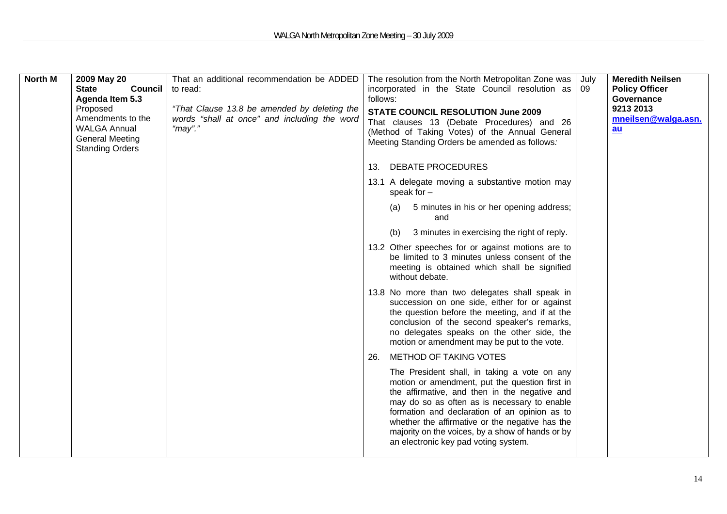| North M | 2009 May 20 **State Council Agenda Item 5.3** Proposed Amendments to the WALGA Annual General Meeting Standing Orders | That an additional recommendation be ADDED to read:<br><br>*"That Clause 13.8 be amended by deleting the words "shall at once" and including the word "may"."* | The resolution from the North Metropolitan Zone was incorporated in the State Council resolution as follows:<br><br>**STATE COUNCIL RESOLUTION June 2009**<br>That clauses 13 (Debate Procedures) and 26 (Method of Taking Votes) of the Annual General Meeting Standing Orders be amended as follows:<br><br>13. DEBATE PROCEDURES<br><br>13.1 A delegate moving a substantive motion may speak for –<br>(a) 5 minutes in his or her opening address; and<br>(b) 3 minutes in exercising the right of reply.<br><br>13.2 Other speeches for or against motions are to be limited to 3 minutes unless consent of the meeting is obtained which shall be signified without debate.<br><br>13.8 No more than two delegates shall speak in succession on one side, either for or against the question before the meeting, and if at the conclusion of the second speaker's remarks, no delegates speaks on the other side, the motion or amendment may be put to the vote.<br><br>26. METHOD OF TAKING VOTES<br><br>The President shall, in taking a vote on any motion or amendment, put the question first in the affirmative, and then in the negative and may do so as often as is necessary to enable formation and declaration of an opinion as to whether the affirmative or the negative has the majority on the voices, by a show of hands or by an electronic key pad voting system. | July 09 | **Meredith Neilsen Policy Officer Governance 9213 2013** **mneilsen@walga.asn.au** |
|---|---|---|---|---|---|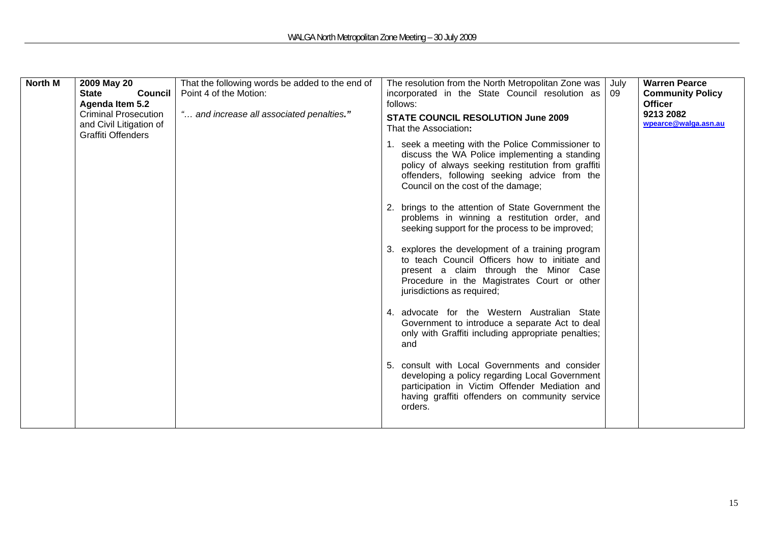| North M | 2009 May 20<br>**State Council Agenda Item 5.2**<br>Criminal Prosecution and Civil Litigation of Graffiti Offenders | That the following words be added to the end of Point 4 of the Motion:<br><br>*"… and increase all associated penalties."* | The resolution from the North Metropolitan Zone was incorporated in the State Council resolution as follows:<br><br>**STATE COUNCIL RESOLUTION June 2009**<br>That the Association**:**<br><br>1. seek a meeting with the Police Commissioner to discuss the WA Police implementing a standing policy of always seeking restitution from graffiti offenders, following seeking advice from the Council on the cost of the damage;<br><br>2. brings to the attention of State Government the problems in winning a restitution order, and seeking support for the process to be improved;<br><br>3. explores the development of a training program to teach Council Officers how to initiate and present a claim through the Minor Case Procedure in the Magistrates Court or other jurisdictions as required;<br><br>4. advocate for the Western Australian State Government to introduce a separate Act to deal only with Graffiti including appropriate penalties; and<br><br>5. consult with Local Governments and consider developing a policy regarding Local Government participation in Victim Offender Mediation and having graffiti offenders on community service orders. | July 09 | **Warren Pearce**<br>**Community Policy Officer**<br>**9213 2082**<br>**wpearce@walga.asn.au** |
|---|---|---|---|---|---|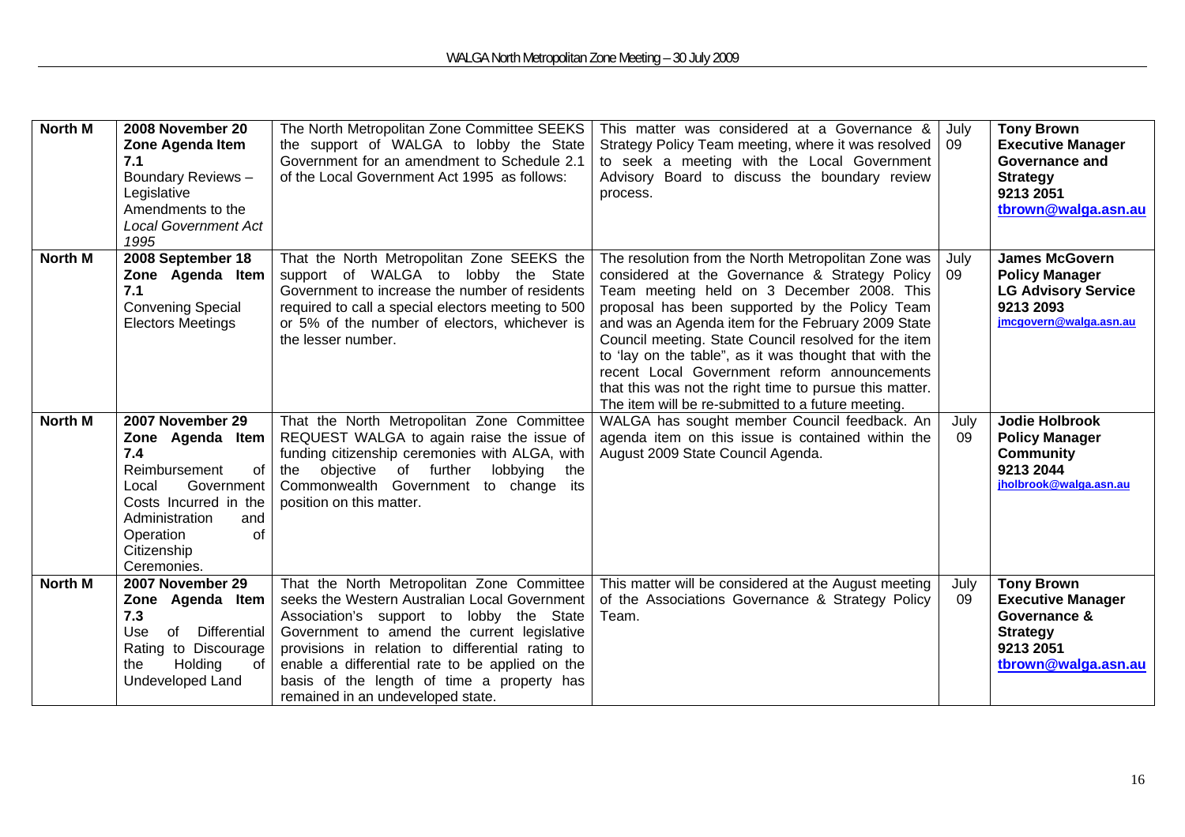| | | | | | |
|---|---|---|---|---|---|
| **North M** | **2008 November 20 Zone Agenda Item 7.1** Boundary Reviews – Legislative Amendments to the *Local Government Act 1995* | The North Metropolitan Zone Committee SEEKS the support of WALGA to lobby the State Government for an amendment to Schedule 2.1 of the Local Government Act 1995 as follows: | This matter was considered at a Governance & Strategy Policy Team meeting, where it was resolved to seek a meeting with the Local Government Advisory Board to discuss the boundary review process. | July 09 | **Tony Brown Executive Manager Governance and Strategy 9213 2051 tbrown@walga.asn.au** |
| **North M** | **2008 September 18 Zone Agenda Item 7.1** Convening Special Electors Meetings | That the North Metropolitan Zone SEEKS the support of WALGA to lobby the State Government to increase the number of residents required to call a special electors meeting to 500 or 5% of the number of electors, whichever is the lesser number. | The resolution from the North Metropolitan Zone was considered at the Governance & Strategy Policy Team meeting held on 3 December 2008. This proposal has been supported by the Policy Team and was an Agenda item for the February 2009 State Council meeting. State Council resolved for the item to 'lay on the table", as it was thought that with the recent Local Government reform announcements that this was not the right time to pursue this matter. The item will be re-submitted to a future meeting. | July 09 | **James McGovern Policy Manager LG Advisory Service 9213 2093 jmcgovern@walga.asn.au** |
| **North M** | **2007 November 29 Zone Agenda Item 7.4** Reimbursement of Local Government Costs Incurred in the Administration and Operation of Citizenship Ceremonies. | That the North Metropolitan Zone Committee REQUEST WALGA to again raise the issue of funding citizenship ceremonies with ALGA, with the objective of further lobbying the Commonwealth Government to change its position on this matter. | WALGA has sought member Council feedback. An agenda item on this issue is contained within the August 2009 State Council Agenda. | July 09 | **Jodie Holbrook Policy Manager Community 9213 2044 jholbrook@walga.asn.au** |
| **North M** | **2007 November 29 Zone Agenda Item 7.3** Use of Differential Rating to Discourage the Holding of Undeveloped Land | That the North Metropolitan Zone Committee seeks the Western Australian Local Government Association's support to lobby the State Government to amend the current legislative provisions in relation to differential rating to enable a differential rate to be applied on the basis of the length of time a property has remained in an undeveloped state. | This matter will be considered at the August meeting of the Associations Governance & Strategy Policy Team. | July 09 | **Tony Brown Executive Manager Governance & Strategy 9213 2051 tbrown@walga.asn.au** |